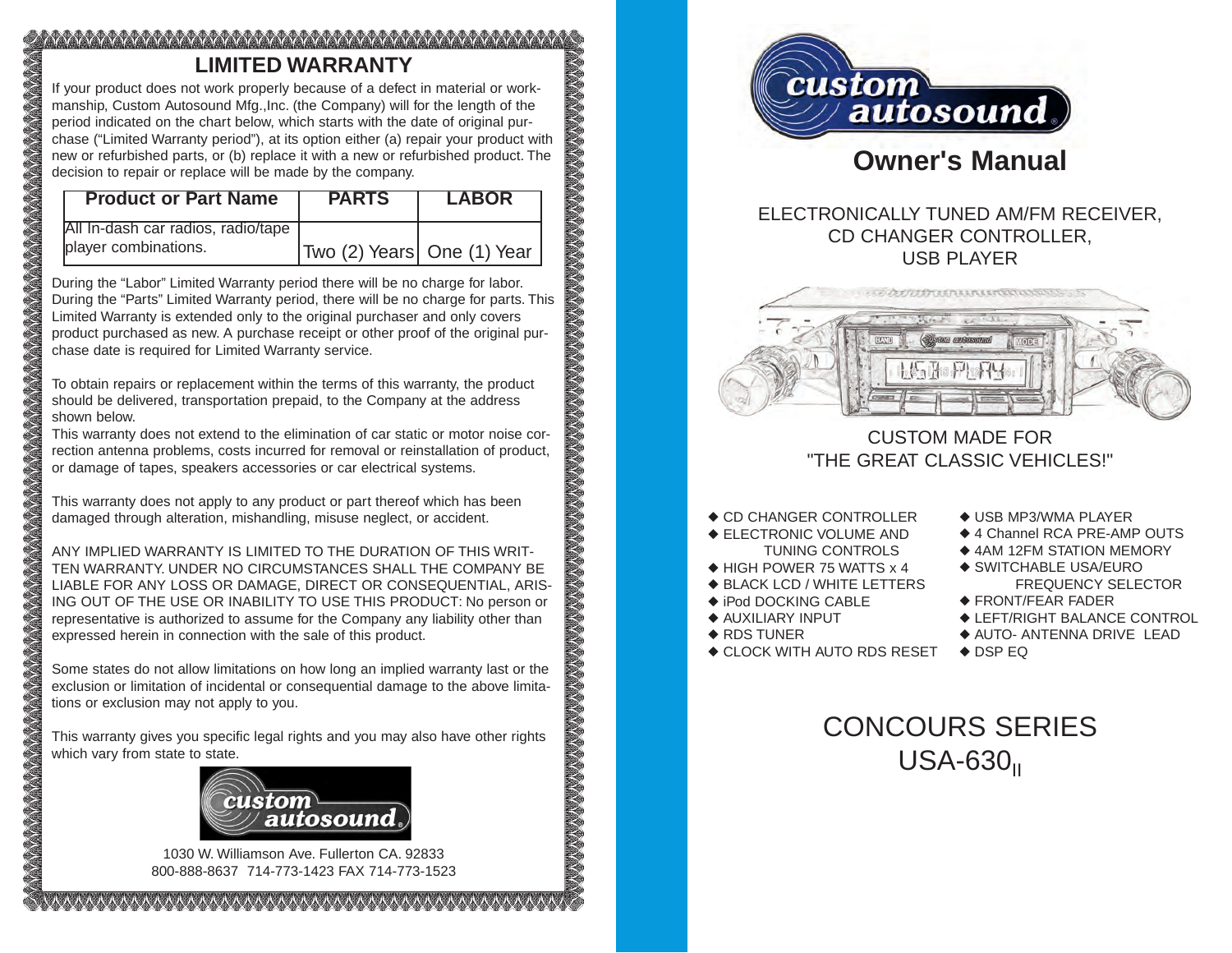## LIMITED WARRANTY

If your product does not work properly because of a defect in material or workmanship, Custom Autosound Mfg.,Inc. (the Company) will for the length of the period indicated on the chart below, which starts with the date of original purchase ("Limited Warranty period"), at its option either (a) repair your product with new or refurbished parts, or (b) replace it with a new or refurbished product. The decision to repair or replace will be made by the company.

| Product or Part Name | PARTS | LABOR |
|---|---|---|
| All In-dash car radios, radio/tape player combinations. | Two (2) Years | One (1) Year |

During the "Labor" Limited Warranty period there will be no charge for labor. During the "Parts" Limited Warranty period, there will be no charge for parts. This Limited Warranty is extended only to the original purchaser and only covers product purchased as new. A purchase receipt or other proof of the original purchase date is required for Limited Warranty service.

To obtain repairs or replacement within the terms of this warranty, the product should be delivered, transportation prepaid, to the Company at the address shown below.
This warranty does not extend to the elimination of car static or motor noise correction antenna problems, costs incurred for removal or reinstallation of product, or damage of tapes, speakers accessories or car electrical systems.

This warranty does not apply to any product or part thereof which has been damaged through alteration, mishandling, misuse neglect, or accident.

ANY IMPLIED WARRANTY IS LIMITED TO THE DURATION OF THIS WRITTEN WARRANTY. UNDER NO CIRCUMSTANCES SHALL THE COMPANY BE LIABLE FOR ANY LOSS OR DAMAGE, DIRECT OR CONSEQUENTIAL, ARISING OUT OF THE USE OR INABILITY TO USE THIS PRODUCT: No person or representative is authorized to assume for the Company any liability other than expressed herein in connection with the sale of this product.

Some states do not allow limitations on how long an implied warranty last or the exclusion or limitation of incidental or consequential damage to the above limitations or exclusion may not apply to you.

This warranty gives you specific legal rights and you may also have other rights which vary from state to state.

custom autosound

1030 W. Williamson Ave. Fullerton CA. 92833
800-888-8637 714-773-1423 FAX 714-773-1523

custom autosound

# Owner's Manual

ELECTRONICALLY TUNED AM/FM RECEIVER,
CD CHANGER CONTROLLER,
USB PLAYER

CUSTOM MADE FOR
"THE GREAT CLASSIC VEHICLES!"

- CD CHANGER CONTROLLER
- ELECTRONIC VOLUME AND TUNING CONTROLS
- HIGH POWER 75 WATTS x 4
- BLACK LCD / WHITE LETTERS
- iPod DOCKING CABLE
- AUXILIARY INPUT
- RDS TUNER
- CLOCK WITH AUTO RDS RESET
- USB MP3/WMA PLAYER
- 4 Channel RCA PRE-AMP OUTS
- 4AM 12FM STATION MEMORY
- SWITCHABLE USA/EURO FREQUENCY SELECTOR
- FRONT/FEAR FADER
- LEFT/RIGHT BALANCE CONTROL
- AUTO- ANTENNA DRIVE LEAD
- DSP EQ

## CONCOURS SERIES
## USA-630$_{II}$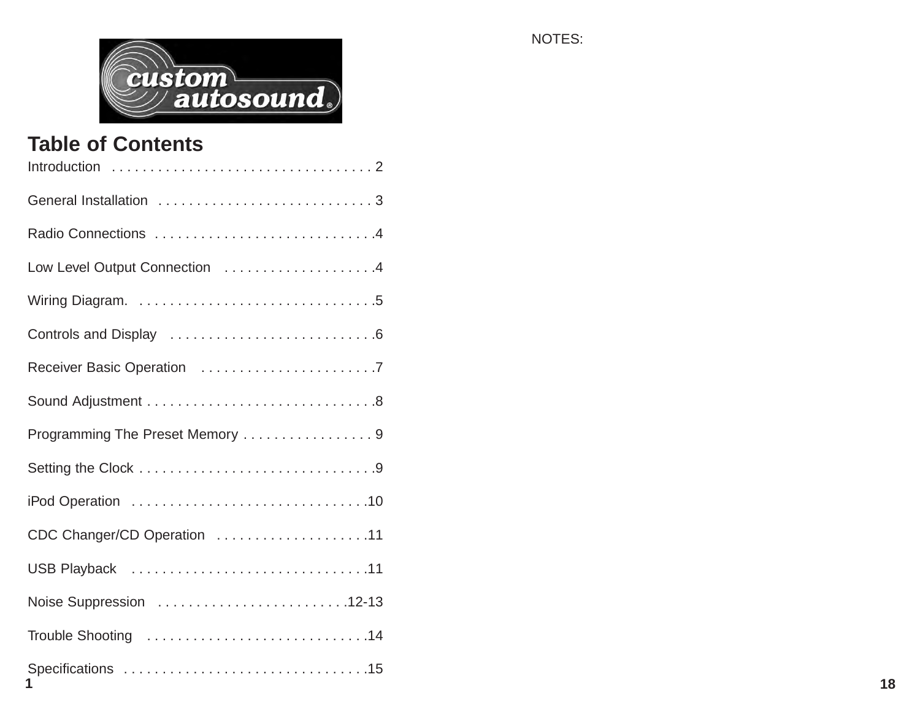# Table of Contents

| Section | Page |
|---|---|
| Introduction | 2 |
| General Installation | 3 |
| Radio Connections | 4 |
| Low Level Output Connection | 4 |
| Wiring Diagram. | 5 |
| Controls and Display | 6 |
| Receiver Basic Operation | 7 |
| Sound Adjustment | 8 |
| Programming The Preset Memory | 9 |
| Setting the Clock | 9 |
| iPod Operation | 10 |
| CDC Changer/CD Operation | 11 |
| USB Playback | 11 |
| Noise Suppression | 12-13 |
| Trouble Shooting | 14 |
| Specifications | 15 |

NOTES: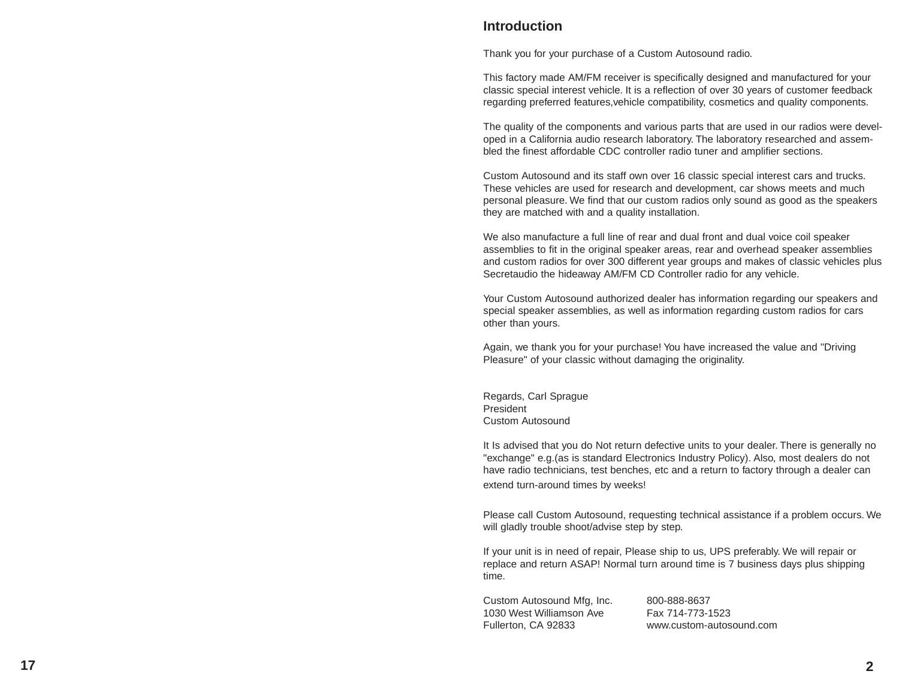## Introduction

Thank you for your purchase of a Custom Autosound radio.

This factory made AM/FM receiver is specifically designed and manufactured for your classic special interest vehicle. It is a reflection of over 30 years of customer feedback regarding preferred features,vehicle compatibility, cosmetics and quality components.

The quality of the components and various parts that are used in our radios were developed in a California audio research laboratory. The laboratory researched and assembled the finest affordable CDC controller radio tuner and amplifier sections.

Custom Autosound and its staff own over 16 classic special interest cars and trucks. These vehicles are used for research and development, car shows meets and much personal pleasure. We find that our custom radios only sound as good as the speakers they are matched with and a quality installation.

We also manufacture a full line of rear and dual front and dual voice coil speaker assemblies to fit in the original speaker areas, rear and overhead speaker assemblies and custom radios for over 300 different year groups and makes of classic vehicles plus Secretaudio the hideaway AM/FM CD Controller radio for any vehicle.

Your Custom Autosound authorized dealer has information regarding our speakers and special speaker assemblies, as well as information regarding custom radios for cars other than yours.

Again, we thank you for your purchase! You have increased the value and "Driving Pleasure" of your classic without damaging the originality.

Regards, Carl Sprague
President
Custom Autosound

It Is advised that you do Not return defective units to your dealer. There is generally no "exchange" e.g.(as is standard Electronics Industry Policy). Also, most dealers do not have radio technicians, test benches, etc and a return to factory through a dealer can extend turn-around times by weeks!

Please call Custom Autosound, requesting technical assistance if a problem occurs. We will gladly trouble shoot/advise step by step.

If your unit is in need of repair, Please ship to us, UPS preferably. We will repair or replace and return ASAP! Normal turn around time is 7 business days plus shipping time.

Custom Autosound Mfg, Inc.
1030 West Williamson Ave
Fullerton, CA 92833

800-888-8637
Fax 714-773-1523
www.custom-autosound.com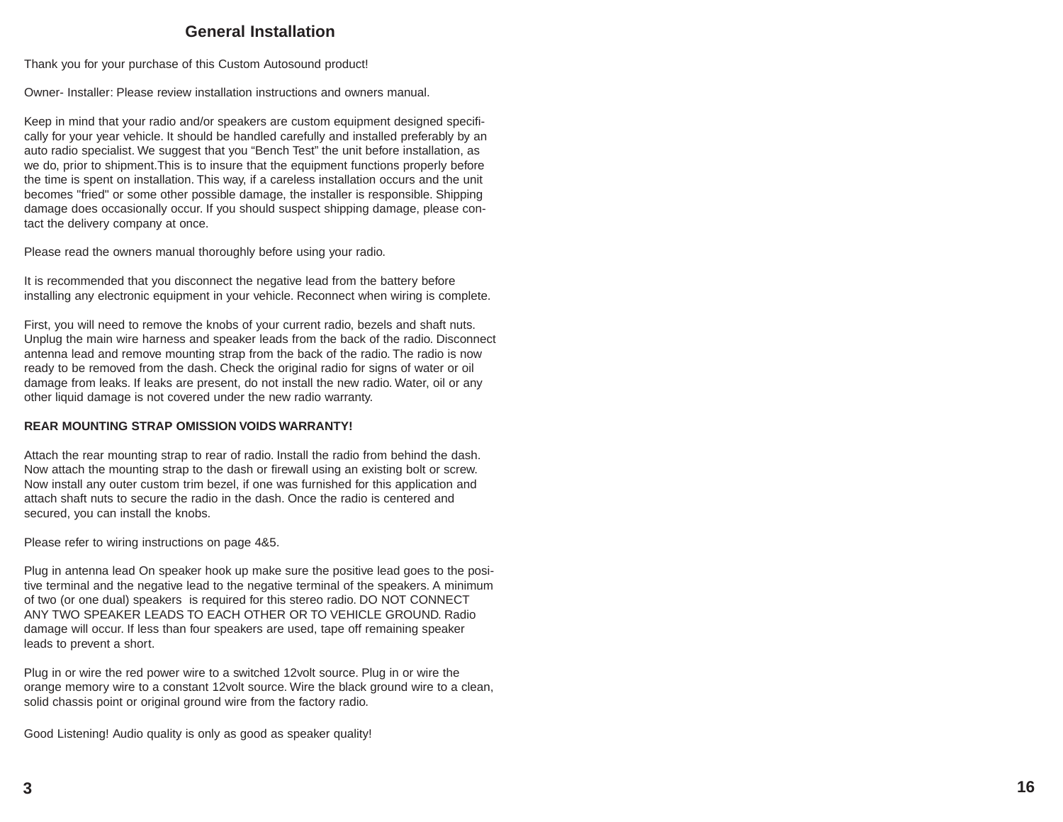## General Installation

Thank you for your purchase of this Custom Autosound product!

Owner- Installer: Please review installation instructions and owners manual.

Keep in mind that your radio and/or speakers are custom equipment designed specifically for your year vehicle. It should be handled carefully and installed preferably by an auto radio specialist. We suggest that you "Bench Test" the unit before installation, as we do, prior to shipment.This is to insure that the equipment functions properly before the time is spent on installation. This way, if a careless installation occurs and the unit becomes "fried" or some other possible damage, the installer is responsible. Shipping damage does occasionally occur. If you should suspect shipping damage, please contact the delivery company at once.

Please read the owners manual thoroughly before using your radio.

It is recommended that you disconnect the negative lead from the battery before installing any electronic equipment in your vehicle. Reconnect when wiring is complete.

First, you will need to remove the knobs of your current radio, bezels and shaft nuts. Unplug the main wire harness and speaker leads from the back of the radio. Disconnect antenna lead and remove mounting strap from the back of the radio. The radio is now ready to be removed from the dash. Check the original radio for signs of water or oil damage from leaks. If leaks are present, do not install the new radio. Water, oil or any other liquid damage is not covered under the new radio warranty.

**REAR MOUNTING STRAP OMISSION VOIDS WARRANTY!**

Attach the rear mounting strap to rear of radio. Install the radio from behind the dash. Now attach the mounting strap to the dash or firewall using an existing bolt or screw. Now install any outer custom trim bezel, if one was furnished for this application and attach shaft nuts to secure the radio in the dash. Once the radio is centered and secured, you can install the knobs.

Please refer to wiring instructions on page 4&5.

Plug in antenna lead On speaker hook up make sure the positive lead goes to the positive terminal and the negative lead to the negative terminal of the speakers. A minimum of two (or one dual) speakers is required for this stereo radio. DO NOT CONNECT ANY TWO SPEAKER LEADS TO EACH OTHER OR TO VEHICLE GROUND. Radio damage will occur. If less than four speakers are used, tape off remaining speaker leads to prevent a short.

Plug in or wire the red power wire to a switched 12volt source. Plug in or wire the orange memory wire to a constant 12volt source. Wire the black ground wire to a clean, solid chassis point or original ground wire from the factory radio.

Good Listening! Audio quality is only as good as speaker quality!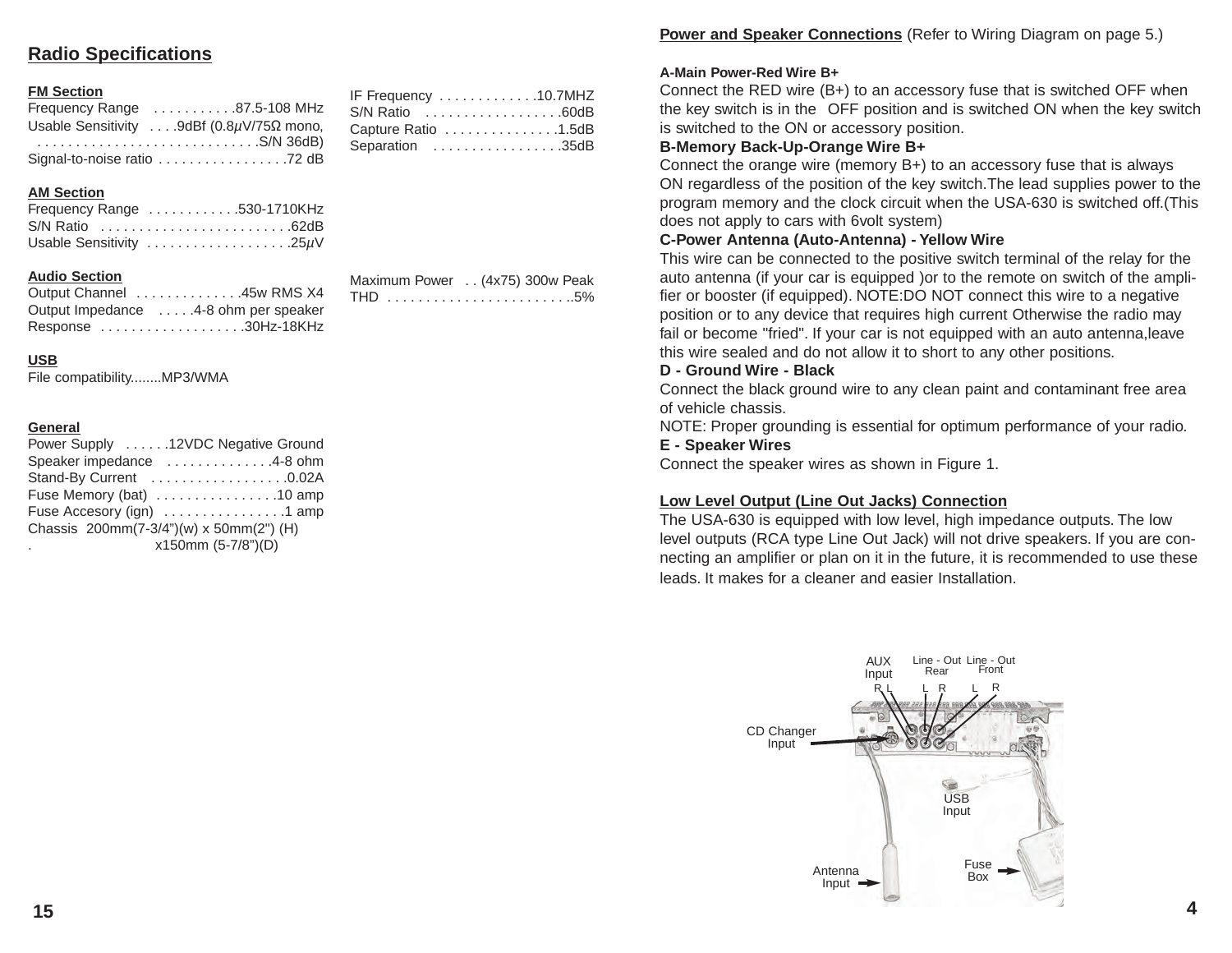## Radio Specifications

**FM Section**

Frequency Range . . . . . . . . . . .87.5-108 MHz
Usable Sensitivity . . . .9dBf (0.8μV/75Ω mono, . . . . . . . . . . . . . . . . . . . . . . . . . . . .S/N 36dB)
Signal-to-noise ratio . . . . . . . . . . . . . . . . .72 dB

IF Frequency . . . . . . . . . . . . .10.7MHZ
S/N Ratio . . . . . . . . . . . . . . . . . .60dB
Capture Ratio . . . . . . . . . . . . . . .1.5dB
Separation . . . . . . . . . . . . . . . . .35dB

**AM Section**

Frequency Range . . . . . . . . . . . .530-1710KHz
S/N Ratio . . . . . . . . . . . . . . . . . . . . . . . . .62dB
Usable Sensitivity . . . . . . . . . . . . . . . . . . .25μV

**Audio Section**

Output Channel . . . . . . . . . . . . . .45w RMS X4
Output Impedance . . . . .4-8 ohm per speaker
Response . . . . . . . . . . . . . . . . . . .30Hz-18KHz

Maximum Power . . (4x75) 300w Peak
THD . . . . . . . . . . . . . . . . . . . . . . . ..5%

**USB**

File compatibility........MP3/WMA

**General**

Power Supply . . . . . .12VDC Negative Ground
Speaker impedance . . . . . . . . . . . . . .4-8 ohm
Stand-By Current . . . . . . . . . . . . . . . . . .0.02A
Fuse Memory (bat) . . . . . . . . . . . . . . . .10 amp
Fuse Accesory (ign) . . . . . . . . . . . . . . . .1 amp
Chassis 200mm(7-3/4")(w) x 50mm(2") (H) x150mm (5-7/8")(D)

**Power and Speaker Connections** (Refer to Wiring Diagram on page 5.)

**A-Main Power-Red Wire B+**

Connect the RED wire (B+) to an accessory fuse that is switched OFF when the key switch is in the OFF position and is switched ON when the key switch is switched to the ON or accessory position.

**B-Memory Back-Up-Orange Wire B+**

Connect the orange wire (memory B+) to an accessory fuse that is always ON regardless of the position of the key switch.The lead supplies power to the program memory and the clock circuit when the USA-630 is switched off.(This does not apply to cars with 6volt system)

**C-Power Antenna (Auto-Antenna) - Yellow Wire**

This wire can be connected to the positive switch terminal of the relay for the auto antenna (if your car is equipped )or to the remote on switch of the amplifier or booster (if equipped). NOTE:DO NOT connect this wire to a negative position or to any device that requires high current Otherwise the radio may fail or become "fried". If your car is not equipped with an auto antenna,leave this wire sealed and do not allow it to short to any other positions.

**D - Ground Wire - Black**

Connect the black ground wire to any clean paint and contaminant free area of vehicle chassis.

NOTE: Proper grounding is essential for optimum performance of your radio.

**E - Speaker Wires**

Connect the speaker wires as shown in Figure 1.

**Low Level Output (Line Out Jacks) Connection**

The USA-630 is equipped with low level, high impedance outputs. The low level outputs (RCA type Line Out Jack) will not drive speakers. If you are connecting an amplifier or plan on it in the future, it is recommended to use these leads. It makes for a cleaner and easier Installation.

AUX Input R L — Line - Out Rear L R — Line - Out Front L R — CD Changer Input — USB Input — Fuse Box — Antenna Input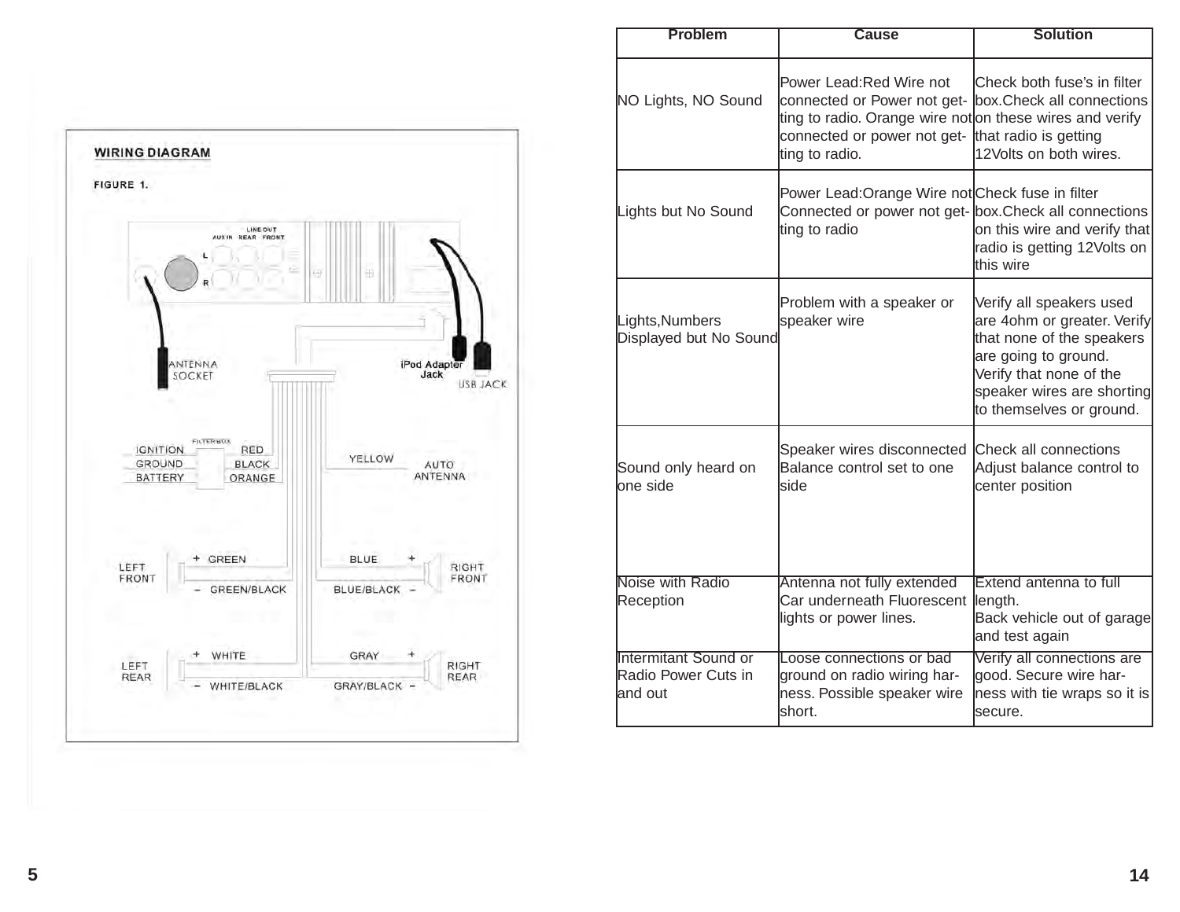WIRING DIAGRAM

FIGURE 1.

LINE OUT
AUX IN REAR FRONT

L
R

ANTENNA SOCKET

iPod Adapter Jack

USB JACK

FILTER BOX

IGNITION RED
GROUND BLACK
BATTERY ORANGE

YELLOW AUTO ANTENNA

LEFT FRONT + GREEN
− GREEN/BLACK

BLUE + RIGHT FRONT
BLUE/BLACK −

LEFT REAR + WHITE
− WHITE/BLACK

GRAY + RIGHT REAR
GRAY/BLACK −

| Problem | Cause | Solution |
|---|---|---|
| NO Lights, NO Sound | Power Lead:Red Wire not connected or Power not getting to radio. Orange wire not connected or power not getting to radio. | Check both fuse's in filter box.Check all connections on these wires and verify that radio is getting 12Volts on both wires. |
| Lights but No Sound | Power Lead:Orange Wire not Connected or power not getting to radio | Check fuse in filter box.Check all connections on this wire and verify that radio is getting 12Volts on this wire |
| Lights,Numbers Displayed but No Sound | Problem with a speaker or speaker wire | Verify all speakers used are 4ohm or greater. Verify that none of the speakers are going to ground. Verify that none of the speaker wires are shorting to themselves or ground. |
| Sound only heard on one side | Speaker wires disconnected Balance control set to one side | Check all connections Adjust balance control to center position |
| Noise with Radio Reception | Antenna not fully extended Car underneath Fluorescent lights or power lines. | Extend antenna to full length. Back vehicle out of garage and test again |
| Intermitant Sound or Radio Power Cuts in and out | Loose connections or bad ground on radio wiring harness. Possible speaker wire short. | Verify all connections are good. Secure wire harness with tie wraps so it is secure. |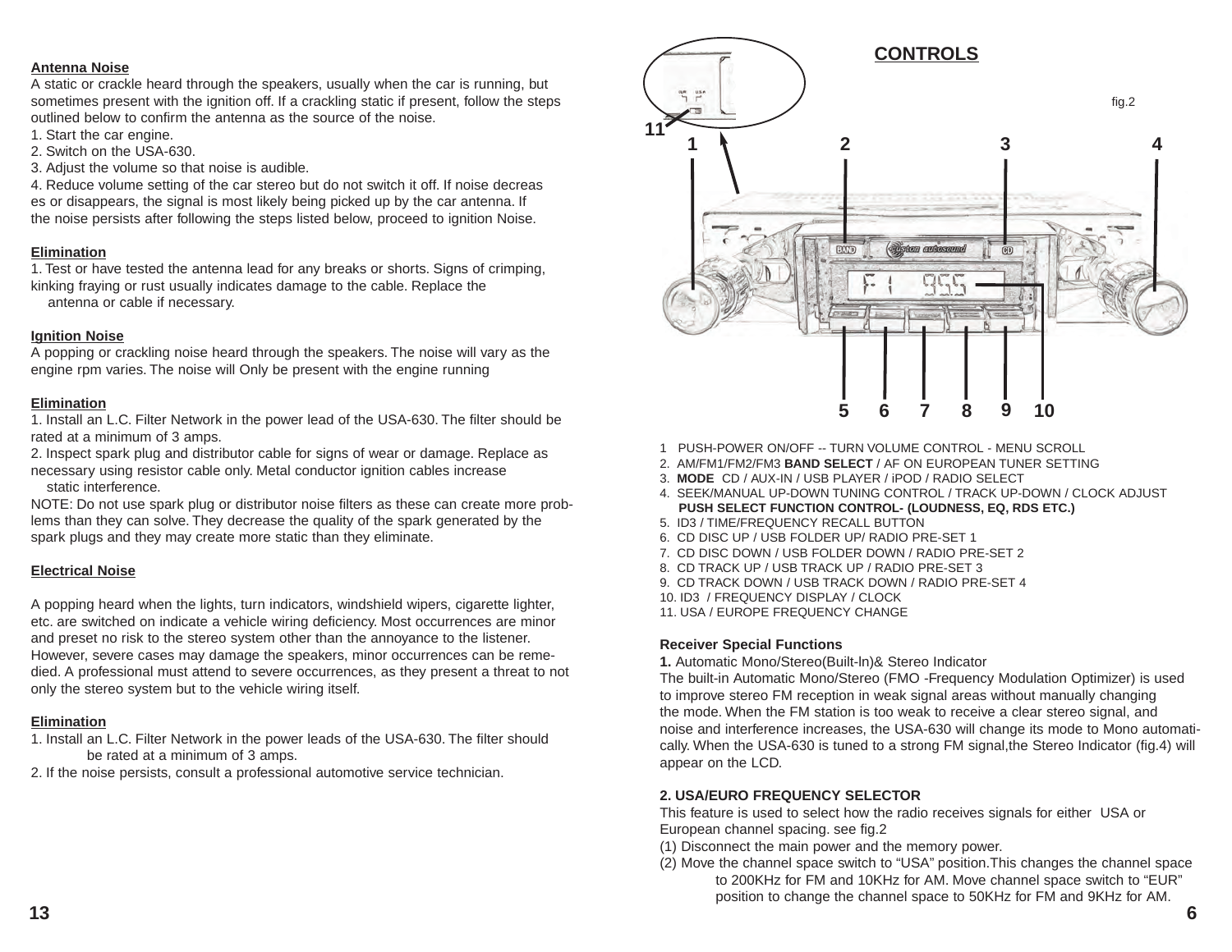**Antenna Noise**

A static or crackle heard through the speakers, usually when the car is running, but sometimes present with the ignition off. If a crackling static if present, follow the steps outlined below to confirm the antenna as the source of the noise.

1. Start the car engine.
2. Switch on the USA-630.
3. Adjust the volume so that noise is audible.
4. Reduce volume setting of the car stereo but do not switch it off. If noise decreases or disappears, the signal is most likely being picked up by the car antenna. If the noise persists after following the steps listed below, proceed to ignition Noise.

**Elimination**

1. Test or have tested the antenna lead for any breaks or shorts. Signs of crimping, kinking fraying or rust usually indicates damage to the cable. Replace the antenna or cable if necessary.

**Ignition Noise**

A popping or crackling noise heard through the speakers. The noise will vary as the engine rpm varies. The noise will Only be present with the engine running

**Elimination**

1. Install an L.C. Filter Network in the power lead of the USA-630. The filter should be rated at a minimum of 3 amps.
2. Inspect spark plug and distributor cable for signs of wear or damage. Replace as necessary using resistor cable only. Metal conductor ignition cables increase static interference.

NOTE: Do not use spark plug or distributor noise filters as these can create more problems than they can solve. They decrease the quality of the spark generated by the spark plugs and they may create more static than they eliminate.

**Electrical Noise**

A popping heard when the lights, turn indicators, windshield wipers, cigarette lighter, etc. are switched on indicate a vehicle wiring deficiency. Most occurrences are minor and preset no risk to the stereo system other than the annoyance to the listener. However, severe cases may damage the speakers, minor occurrences can be remedied. A professional must attend to severe occurrences, as they present a threat to not only the stereo system but to the vehicle wiring itself.

**Elimination**

1. Install an L.C. Filter Network in the power leads of the USA-630. The filter should be rated at a minimum of 3 amps.
2. If the noise persists, consult a professional automotive service technician.

## CONTROLS

fig.2

1 PUSH-POWER ON/OFF -- TURN VOLUME CONTROL - MENU SCROLL
2. AM/FM1/FM2/FM3 **BAND SELECT** / AF ON EUROPEAN TUNER SETTING
3. **MODE** CD / AUX-IN / USB PLAYER / iPOD / RADIO SELECT
4. SEEK/MANUAL UP-DOWN TUNING CONTROL / TRACK UP-DOWN / CLOCK ADJUST
   **PUSH SELECT FUNCTION CONTROL- (LOUDNESS, EQ, RDS ETC.)**
5. ID3 / TIME/FREQUENCY RECALL BUTTON
6. CD DISC UP / USB FOLDER UP/ RADIO PRE-SET 1
7. CD DISC DOWN / USB FOLDER DOWN / RADIO PRE-SET 2
8. CD TRACK UP / USB TRACK UP / RADIO PRE-SET 3
9. CD TRACK DOWN / USB TRACK DOWN / RADIO PRE-SET 4
10. ID3 / FREQUENCY DISPLAY / CLOCK
11. USA / EUROPE FREQUENCY CHANGE

**Receiver Special Functions**

**1.** Automatic Mono/Stereo(Built-In)& Stereo Indicator

The built-in Automatic Mono/Stereo (FMO -Frequency Modulation Optimizer) is used to improve stereo FM reception in weak signal areas without manually changing the mode. When the FM station is too weak to receive a clear stereo signal, and noise and interference increases, the USA-630 will change its mode to Mono automatically. When the USA-630 is tuned to a strong FM signal,the Stereo Indicator (fig.4) will appear on the LCD.

**2. USA/EURO FREQUENCY SELECTOR**

This feature is used to select how the radio receives signals for either USA or European channel spacing. see fig.2

(1) Disconnect the main power and the memory power.

(2) Move the channel space switch to "USA" position.This changes the channel space to 200KHz for FM and 10KHz for AM. Move channel space switch to "EUR" position to change the channel space to 50KHz for FM and 9KHz for AM.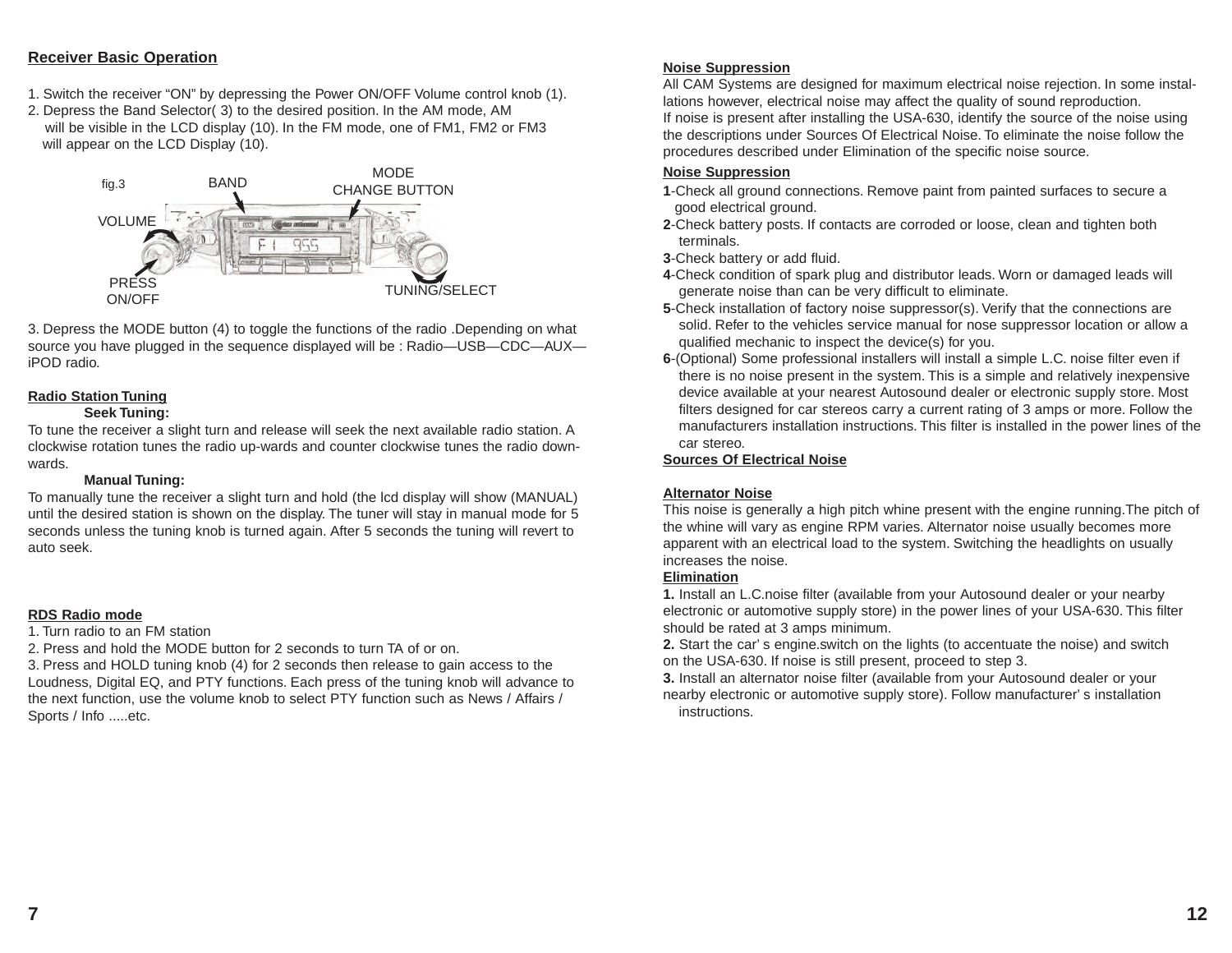## Receiver Basic Operation

1. Switch the receiver "ON" by depressing the Power ON/OFF Volume control knob (1).
2. Depress the Band Selector( 3) to the desired position. In the AM mode, AM will be visible in the LCD display (10). In the FM mode, one of FM1, FM2 or FM3 will appear on the LCD Display (10).

fig.3 BAND MODE CHANGE BUTTON VOLUME PRESS ON/OFF TUNING/SELECT

3. Depress the MODE button (4) to toggle the functions of the radio .Depending on what source you have plugged in the sequence displayed will be : Radio—USB—CDC—AUX—iPOD radio.

## Radio Station Tuning

**Seek Tuning:**

To tune the receiver a slight turn and release will seek the next available radio station. A clockwise rotation tunes the radio up-wards and counter clockwise tunes the radio down-wards.

**Manual Tuning:**

To manually tune the receiver a slight turn and hold (the lcd display will show (MANUAL) until the desired station is shown on the display. The tuner will stay in manual mode for 5 seconds unless the tuning knob is turned again. After 5 seconds the tuning will revert to auto seek.

## RDS Radio mode

1. Turn radio to an FM station
2. Press and hold the MODE button for 2 seconds to turn TA of or on.
3. Press and HOLD tuning knob (4) for 2 seconds then release to gain access to the Loudness, Digital EQ, and PTY functions. Each press of the tuning knob will advance to the next function, use the volume knob to select PTY function such as News / Affairs / Sports / Info .....etc.

## Noise Suppression

All CAM Systems are designed for maximum electrical noise rejection. In some installations however, electrical noise may affect the quality of sound reproduction.
If noise is present after installing the USA-630, identify the source of the noise using the descriptions under Sources Of Electrical Noise. To eliminate the noise follow the procedures described under Elimination of the specific noise source.

## Noise Suppression

**1**-Check all ground connections. Remove paint from painted surfaces to secure a good electrical ground.
**2**-Check battery posts. If contacts are corroded or loose, clean and tighten both terminals.
**3**-Check battery or add fluid.
**4**-Check condition of spark plug and distributor leads. Worn or damaged leads will generate noise than can be very difficult to eliminate.
**5**-Check installation of factory noise suppressor(s). Verify that the connections are solid. Refer to the vehicles service manual for nose suppressor location or allow a qualified mechanic to inspect the device(s) for you.
**6**-(Optional) Some professional installers will install a simple L.C. noise filter even if there is no noise present in the system. This is a simple and relatively inexpensive device available at your nearest Autosound dealer or electronic supply store. Most filters designed for car stereos carry a current rating of 3 amps or more. Follow the manufacturers installation instructions. This filter is installed in the power lines of the car stereo.

## Sources Of Electrical Noise

### Alternator Noise

This noise is generally a high pitch whine present with the engine running.The pitch of the whine will vary as engine RPM varies. Alternator noise usually becomes more apparent with an electrical load to the system. Switching the headlights on usually increases the noise.

### Elimination

**1.** Install an L.C.noise filter (available from your Autosound dealer or your nearby electronic or automotive supply store) in the power lines of your USA-630. This filter should be rated at 3 amps minimum.
**2.** Start the car' s engine.switch on the lights (to accentuate the noise) and switch on the USA-630. If noise is still present, proceed to step 3.
**3.** Install an alternator noise filter (available from your Autosound dealer or your nearby electronic or automotive supply store). Follow manufacturer' s installation instructions.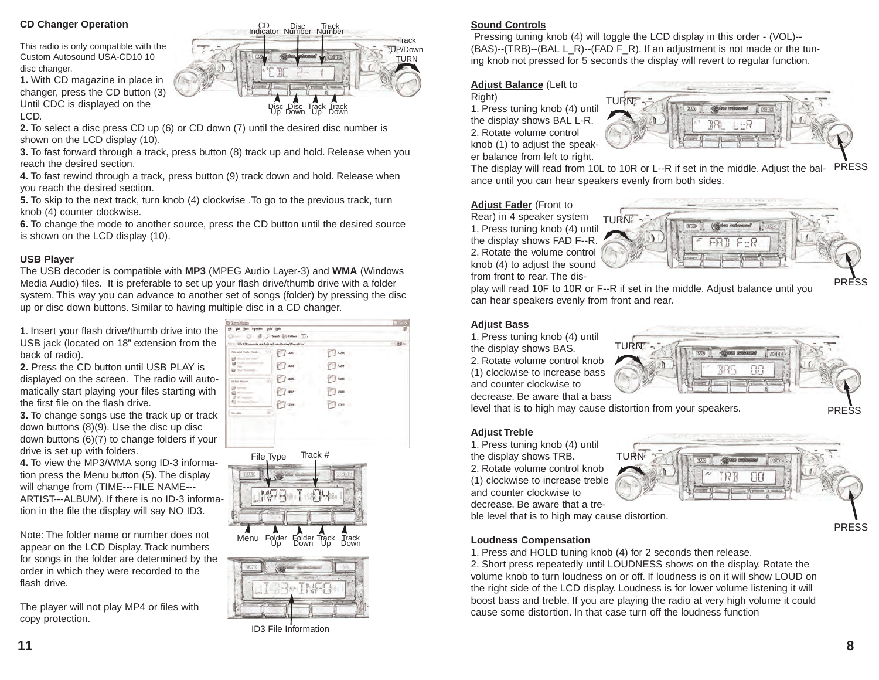**CD Changer Operation**

This radio is only compatible with the Custom Autosound USA-CD10 10 disc changer.

**1.** With CD magazine in place in changer, press the CD button (3) Until CDC is displayed on the LCD.

**2.** To select a disc press CD up (6) or CD down (7) until the desired disc number is shown on the LCD display (10).

**3.** To fast forward through a track, press button (8) track up and hold. Release when you reach the desired section.

**4.** To fast rewind through a track, press button (9) track down and hold. Release when you reach the desired section.

**5.** To skip to the next track, turn knob (4) clockwise .To go to the previous track, turn knob (4) counter clockwise.

**6.** To change the mode to another source, press the CD button until the desired source is shown on the LCD display (10).

**USB Player**

The USB decoder is compatible with **MP3** (MPEG Audio Layer-3) and **WMA** (Windows Media Audio) files. It is preferable to set up your flash drive/thumb drive with a folder system. This way you can advance to another set of songs (folder) by pressing the disc up or disc down buttons. Similar to having multiple disc in a CD changer.

**1**. Insert your flash drive/thumb drive into the USB jack (located on 18" extension from the back of radio).

**2.** Press the CD button until USB PLAY is displayed on the screen. The radio will automatically start playing your files starting with the first file on the flash drive.

**3.** To change songs use the track up or track down buttons (8)(9). Use the disc up disc down buttons (6)(7) to change folders if your drive is set up with folders.

**4.** To view the MP3/WMA song ID-3 information press the Menu button (5). The display will change from (TIME---FILE NAME---ARTIST---ALBUM). If there is no ID-3 information in the file the display will say NO ID3.

Note: The folder name or number does not appear on the LCD Display. Track numbers for songs in the folder are determined by the order in which they were recorded to the flash drive.

The player will not play MP4 or files with copy protection.

**Sound Controls**

Pressing tuning knob (4) will toggle the LCD display in this order - (VOL)--(BAS)--(TRB)--(BAL L_R)--(FAD F_R). If an adjustment is not made or the tuning knob not pressed for 5 seconds the display will revert to regular function.

**Adjust Balance** (Left to Right)

1. Press tuning knob (4) until the display shows BAL L-R.
2. Rotate volume control knob (1) to adjust the speaker balance from left to right.

The display will read from 10L to 10R or L--R if set in the middle. Adjust the balance until you can hear speakers evenly from both sides.

**Adjust Fader** (Front to Rear) in 4 speaker system

1. Press tuning knob (4) until the display shows FAD F--R.
2. Rotate the volume control knob (4) to adjust the sound from front to rear. The display will read 10F to 10R or F--R if set in the middle. Adjust balance until you can hear speakers evenly from front and rear.

**Adjust Bass**

1. Press tuning knob (4) until the display shows BAS.
2. Rotate volume control knob (1) clockwise to increase bass and counter clockwise to decrease. Be aware that a bass level that is to high may cause distortion from your speakers.

**Adjust Treble**

1. Press tuning knob (4) until the display shows TRB.
2. Rotate volume control knob (1) clockwise to increase treble and counter clockwise to decrease. Be aware that a treble level that is to high may cause distortion.

**Loudness Compensation**

1. Press and HOLD tuning knob (4) for 2 seconds then release.
2. Short press repeatedly until LOUDNESS shows on the display. Rotate the volume knob to turn loudness on or off. If loudness is on it will show LOUD on the right side of the LCD display. Loudness is for lower volume listening it will boost bass and treble. If you are playing the radio at very high volume it could cause some distortion. In that case turn off the loudness function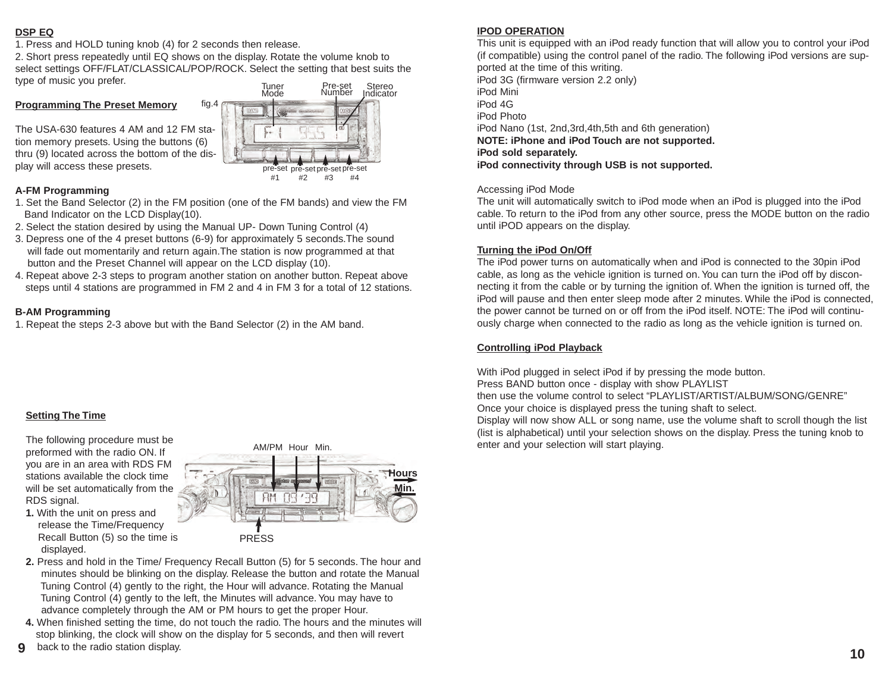## DSP EQ

1. Press and HOLD tuning knob (4) for 2 seconds then release.
2. Short press repeatedly until EQ shows on the display. Rotate the volume knob to select settings OFF/FLAT/CLASSICAL/POP/ROCK. Select the setting that best suits the type of music you prefer.

## Programming The Preset Memory

fig.4

Tuner Mode
Pre-set Number
Stereo Indicator
pre-set #1
pre-set #2
pre-set #3
pre-set #4

The USA-630 features 4 AM and 12 FM station memory presets. Using the buttons (6) thru (9) located across the bottom of the display will access these presets.

### A-FM Programming

1. Set the Band Selector (2) in the FM position (one of the FM bands) and view the FM Band Indicator on the LCD Display(10).
2. Select the station desired by using the Manual UP- Down Tuning Control (4)
3. Depress one of the 4 preset buttons (6-9) for approximately 5 seconds.The sound will fade out momentarily and return again.The station is now programmed at that button and the Preset Channel will appear on the LCD display (10).
4. Repeat above 2-3 steps to program another station on another button. Repeat above steps until 4 stations are programmed in FM 2 and 4 in FM 3 for a total of 12 stations.

### B-AM Programming

1. Repeat the steps 2-3 above but with the Band Selector (2) in the AM band.

## Setting The Time

AM/PM Hour Min.
Hours
Min.
PRESS

The following procedure must be preformed with the radio ON. If you are in an area with RDS FM stations available the clock time will be set automatically from the RDS signal.

**1.** With the unit on press and release the Time/Frequency Recall Button (5) so the time is displayed.

**2.** Press and hold in the Time/ Frequency Recall Button (5) for 5 seconds. The hour and minutes should be blinking on the display. Release the button and rotate the Manual Tuning Control (4) gently to the right, the Hour will advance. Rotating the Manual Tuning Control (4) gently to the left, the Minutes will advance. You may have to advance completely through the AM or PM hours to get the proper Hour.

**4.** When finished setting the time, do not touch the radio. The hours and the minutes will stop blinking, the clock will show on the display for 5 seconds, and then will revert back to the radio station display.

## IPOD OPERATION

This unit is equipped with an iPod ready function that will allow you to control your iPod (if compatible) using the control panel of the radio. The following iPod versions are supported at the time of this writing.

iPod 3G (firmware version 2.2 only)
iPod Mini
iPod 4G
iPod Photo
iPod Nano (1st, 2nd,3rd,4th,5th and 6th generation)
**NOTE: iPhone and iPod Touch are not supported.**
**iPod sold separately.**
**iPod connectivity through USB is not supported.**

Accessing iPod Mode
The unit will automatically switch to iPod mode when an iPod is plugged into the iPod cable. To return to the iPod from any other source, press the MODE button on the radio until iPOD appears on the display.

## Turning the iPod On/Off

The iPod power turns on automatically when and iPod is connected to the 30pin iPod cable, as long as the vehicle ignition is turned on. You can turn the iPod off by disconnecting it from the cable or by turning the ignition of. When the ignition is turned off, the iPod will pause and then enter sleep mode after 2 minutes. While the iPod is connected, the power cannot be turned on or off from the iPod itself. NOTE: The iPod will continuously charge when connected to the radio as long as the vehicle ignition is turned on.

## Controlling iPod Playback

With iPod plugged in select iPod if by pressing the mode button.
Press BAND button once - display with show PLAYLIST
then use the volume control to select “PLAYLIST/ARTIST/ALBUM/SONG/GENRE”
Once your choice is displayed press the tuning shaft to select.
Display will now show ALL or song name, use the volume shaft to scroll though the list (list is alphabetical) until your selection shows on the display. Press the tuning knob to enter and your selection will start playing.